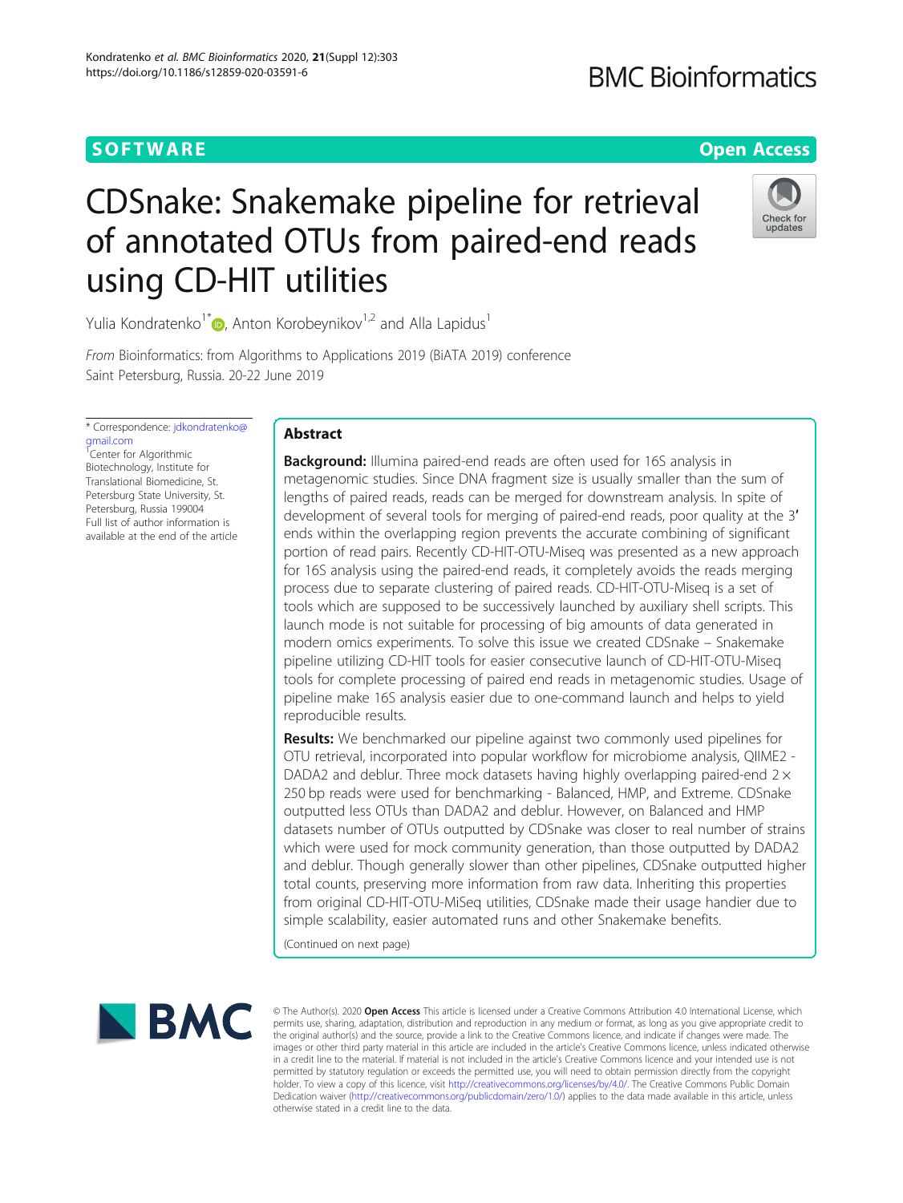SOFTWARE

Open Access

# CDSnake: Snakemake pipeline for retrieval of annotated OTUs from paired-end reads using CD-HIT utilities

Yulia Kondratenko[1*], Anton Korobeynikov[1,2] and Alla Lapidus[1]

*From* Bioinformatics: from Algorithms to Applications 2019 (BiATA 2019) conference
Saint Petersburg, Russia. 20-22 June 2019

\* Correspondence: jdkondratenko@gmail.com

[1]Center for Algorithmic Biotechnology, Institute for Translational Biomedicine, St. Petersburg State University, St. Petersburg, Russia 199004

Full list of author information is available at the end of the article

## Abstract

**Background:** Illumina paired-end reads are often used for 16S analysis in metagenomic studies. Since DNA fragment size is usually smaller than the sum of lengths of paired reads, reads can be merged for downstream analysis. In spite of development of several tools for merging of paired-end reads, poor quality at the 3′ ends within the overlapping region prevents the accurate combining of significant portion of read pairs. Recently CD-HIT-OTU-Miseq was presented as a new approach for 16S analysis using the paired-end reads, it completely avoids the reads merging process due to separate clustering of paired reads. CD-HIT-OTU-Miseq is a set of tools which are supposed to be successively launched by auxiliary shell scripts. This launch mode is not suitable for processing of big amounts of data generated in modern omics experiments. To solve this issue we created CDSnake – Snakemake pipeline utilizing CD-HIT tools for easier consecutive launch of CD-HIT-OTU-Miseq tools for complete processing of paired end reads in metagenomic studies. Usage of pipeline make 16S analysis easier due to one-command launch and helps to yield reproducible results.

**Results:** We benchmarked our pipeline against two commonly used pipelines for OTU retrieval, incorporated into popular workflow for microbiome analysis, QIIME2 - DADA2 and deblur. Three mock datasets having highly overlapping paired-end 2 × 250 bp reads were used for benchmarking - Balanced, HMP, and Extreme. CDSnake outputted less OTUs than DADA2 and deblur. However, on Balanced and HMP datasets number of OTUs outputted by CDSnake was closer to real number of strains which were used for mock community generation, than those outputted by DADA2 and deblur. Though generally slower than other pipelines, CDSnake outputted higher total counts, preserving more information from raw data. Inheriting this properties from original CD-HIT-OTU-MiSeq utilities, CDSnake made their usage handier due to simple scalability, easier automated runs and other Snakemake benefits.

(Continued on next page)

© The Author(s). 2020 **Open Access** This article is licensed under a Creative Commons Attribution 4.0 International License, which permits use, sharing, adaptation, distribution and reproduction in any medium or format, as long as you give appropriate credit to the original author(s) and the source, provide a link to the Creative Commons licence, and indicate if changes were made. The images or other third party material in this article are included in the article's Creative Commons licence, unless indicated otherwise in a credit line to the material. If material is not included in the article's Creative Commons licence and your intended use is not permitted by statutory regulation or exceeds the permitted use, you will need to obtain permission directly from the copyright holder. To view a copy of this licence, visit http://creativecommons.org/licenses/by/4.0/. The Creative Commons Public Domain Dedication waiver (http://creativecommons.org/publicdomain/zero/1.0/) applies to the data made available in this article, unless otherwise stated in a credit line to the data.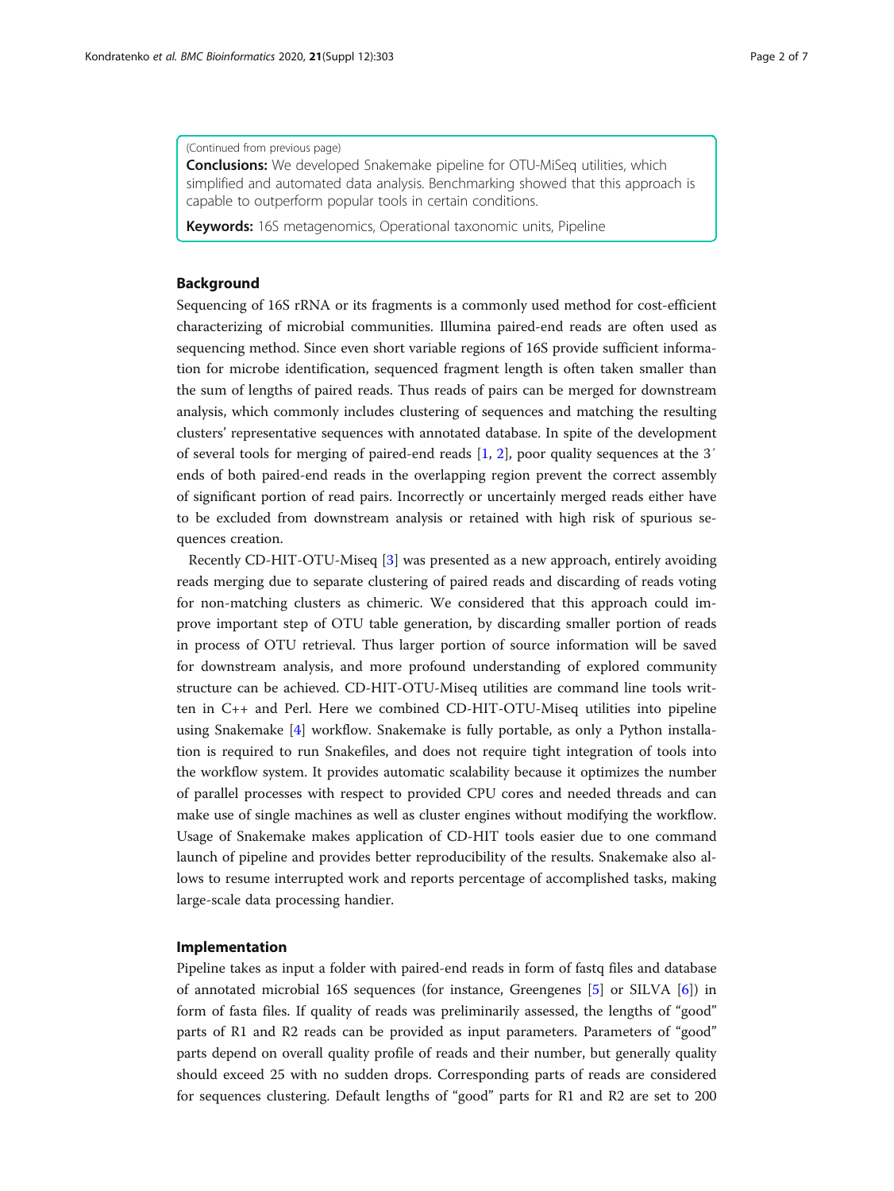(Continued from previous page)

**Conclusions:** We developed Snakemake pipeline for OTU-MiSeq utilities, which simplified and automated data analysis. Benchmarking showed that this approach is capable to outperform popular tools in certain conditions.

**Keywords:** 16S metagenomics, Operational taxonomic units, Pipeline

## Background

Sequencing of 16S rRNA or its fragments is a commonly used method for cost-efficient characterizing of microbial communities. Illumina paired-end reads are often used as sequencing method. Since even short variable regions of 16S provide sufficient information for microbe identification, sequenced fragment length is often taken smaller than the sum of lengths of paired reads. Thus reads of pairs can be merged for downstream analysis, which commonly includes clustering of sequences and matching the resulting clusters' representative sequences with annotated database. In spite of the development of several tools for merging of paired-end reads [1, 2], poor quality sequences at the 3′ ends of both paired-end reads in the overlapping region prevent the correct assembly of significant portion of read pairs. Incorrectly or uncertainly merged reads either have to be excluded from downstream analysis or retained with high risk of spurious sequences creation.

Recently CD-HIT-OTU-Miseq [3] was presented as a new approach, entirely avoiding reads merging due to separate clustering of paired reads and discarding of reads voting for non-matching clusters as chimeric. We considered that this approach could improve important step of OTU table generation, by discarding smaller portion of reads in process of OTU retrieval. Thus larger portion of source information will be saved for downstream analysis, and more profound understanding of explored community structure can be achieved. CD-HIT-OTU-Miseq utilities are command line tools written in C++ and Perl. Here we combined CD-HIT-OTU-Miseq utilities into pipeline using Snakemake [4] workflow. Snakemake is fully portable, as only a Python installation is required to run Snakefiles, and does not require tight integration of tools into the workflow system. It provides automatic scalability because it optimizes the number of parallel processes with respect to provided CPU cores and needed threads and can make use of single machines as well as cluster engines without modifying the workflow. Usage of Snakemake makes application of CD-HIT tools easier due to one command launch of pipeline and provides better reproducibility of the results. Snakemake also allows to resume interrupted work and reports percentage of accomplished tasks, making large-scale data processing handier.

## Implementation

Pipeline takes as input a folder with paired-end reads in form of fastq files and database of annotated microbial 16S sequences (for instance, Greengenes [5] or SILVA [6]) in form of fasta files. If quality of reads was preliminarily assessed, the lengths of "good" parts of R1 and R2 reads can be provided as input parameters. Parameters of "good" parts depend on overall quality profile of reads and their number, but generally quality should exceed 25 with no sudden drops. Corresponding parts of reads are considered for sequences clustering. Default lengths of "good" parts for R1 and R2 are set to 200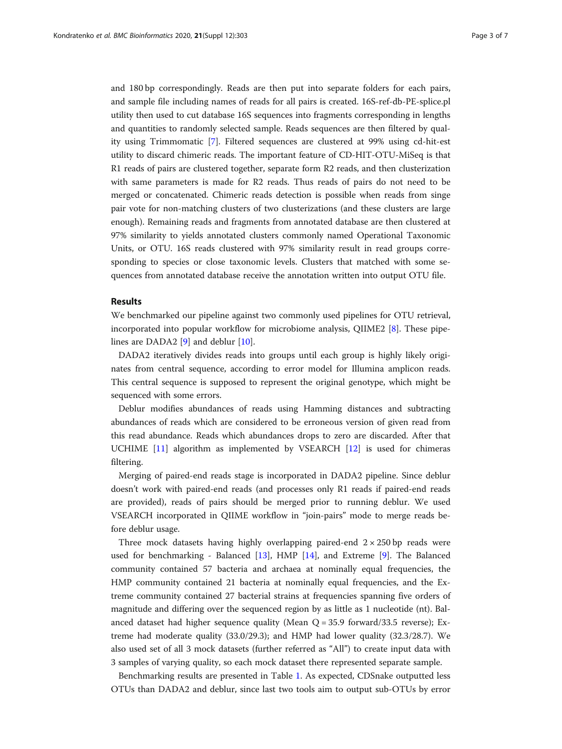and 180 bp correspondingly. Reads are then put into separate folders for each pairs, and sample file including names of reads for all pairs is created. 16S-ref-db-PE-splice.pl utility then used to cut database 16S sequences into fragments corresponding in lengths and quantities to randomly selected sample. Reads sequences are then filtered by quality using Trimmomatic [7]. Filtered sequences are clustered at 99% using cd-hit-est utility to discard chimeric reads. The important feature of CD-HIT-OTU-MiSeq is that R1 reads of pairs are clustered together, separate form R2 reads, and then clusterization with same parameters is made for R2 reads. Thus reads of pairs do not need to be merged or concatenated. Chimeric reads detection is possible when reads from singe pair vote for non-matching clusters of two clusterizations (and these clusters are large enough). Remaining reads and fragments from annotated database are then clustered at 97% similarity to yields annotated clusters commonly named Operational Taxonomic Units, or OTU. 16S reads clustered with 97% similarity result in read groups corresponding to species or close taxonomic levels. Clusters that matched with some sequences from annotated database receive the annotation written into output OTU file.

## Results

We benchmarked our pipeline against two commonly used pipelines for OTU retrieval, incorporated into popular workflow for microbiome analysis, QIIME2 [8]. These pipelines are DADA2 [9] and deblur [10].

DADA2 iteratively divides reads into groups until each group is highly likely originates from central sequence, according to error model for Illumina amplicon reads. This central sequence is supposed to represent the original genotype, which might be sequenced with some errors.

Deblur modifies abundances of reads using Hamming distances and subtracting abundances of reads which are considered to be erroneous version of given read from this read abundance. Reads which abundances drops to zero are discarded. After that UCHIME [11] algorithm as implemented by VSEARCH [12] is used for chimeras filtering.

Merging of paired-end reads stage is incorporated in DADA2 pipeline. Since deblur doesn't work with paired-end reads (and processes only R1 reads if paired-end reads are provided), reads of pairs should be merged prior to running deblur. We used VSEARCH incorporated in QIIME workflow in "join-pairs" mode to merge reads before deblur usage.

Three mock datasets having highly overlapping paired-end $2 \times 250$ bp reads were used for benchmarking - Balanced [13], HMP [14], and Extreme [9]. The Balanced community contained 57 bacteria and archaea at nominally equal frequencies, the HMP community contained 21 bacteria at nominally equal frequencies, and the Extreme community contained 27 bacterial strains at frequencies spanning five orders of magnitude and differing over the sequenced region by as little as 1 nucleotide (nt). Balanced dataset had higher sequence quality (Mean Q = 35.9 forward/33.5 reverse); Extreme had moderate quality (33.0/29.3); and HMP had lower quality (32.3/28.7). We also used set of all 3 mock datasets (further referred as "All") to create input data with 3 samples of varying quality, so each mock dataset there represented separate sample.

Benchmarking results are presented in Table 1. As expected, CDSnake outputted less OTUs than DADA2 and deblur, since last two tools aim to output sub-OTUs by error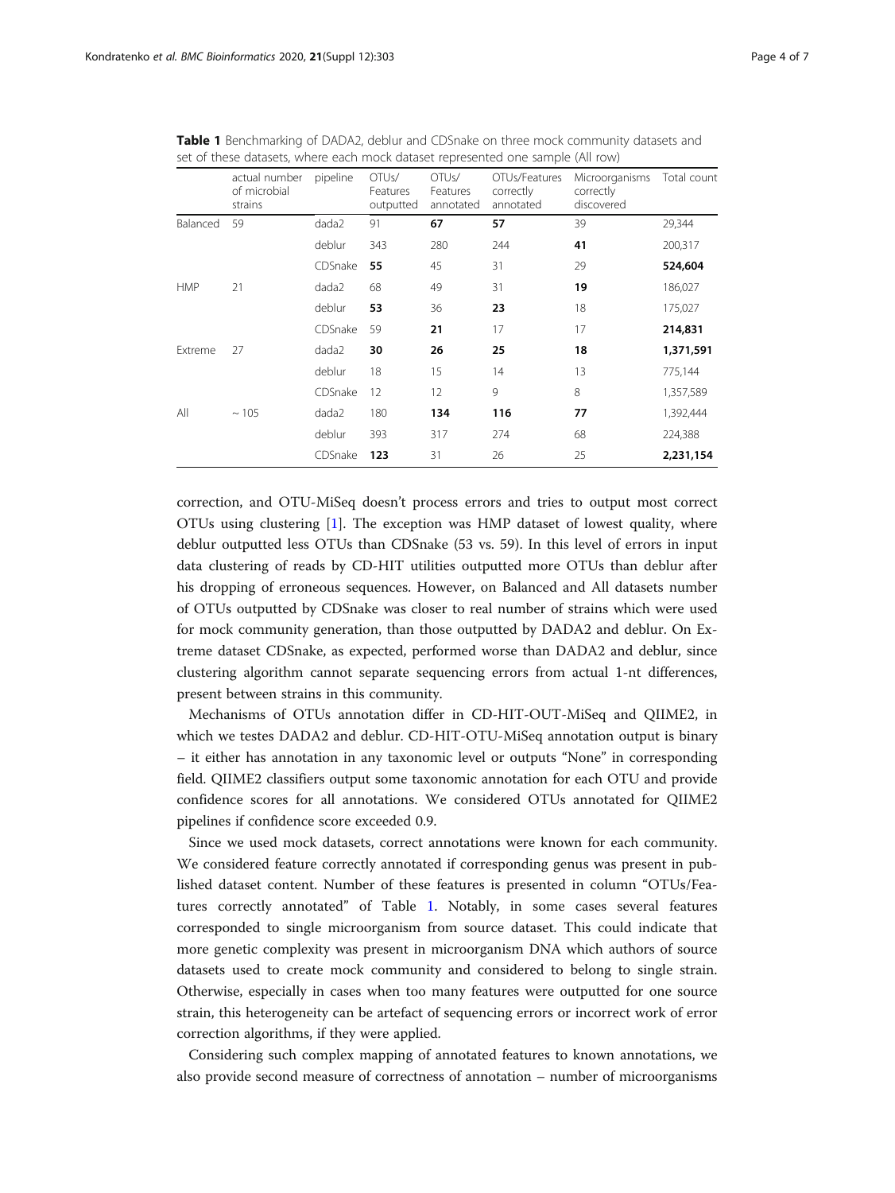**Table 1** Benchmarking of DADA2, deblur and CDSnake on three mock community datasets and set of these datasets, where each mock dataset represented one sample (All row)

| | actual number of microbial strains | pipeline | OTUs/ Features outputted | OTUs/ Features annotated | OTUs/Features correctly annotated | Microorganisms correctly discovered | Total count |
|---|---|---|---|---|---|---|---|
| Balanced | 59 | dada2 | 91 | **67** | **57** | 39 | 29,344 |
| | | deblur | 343 | 280 | 244 | **41** | 200,317 |
| | | CDSnake | **55** | 45 | 31 | 29 | **524,604** |
| HMP | 21 | dada2 | 68 | 49 | 31 | **19** | 186,027 |
| | | deblur | **53** | 36 | **23** | 18 | 175,027 |
| | | CDSnake | 59 | **21** | 17 | 17 | **214,831** |
| Extreme | 27 | dada2 | **30** | **26** | **25** | **18** | **1,371,591** |
| | | deblur | 18 | 15 | 14 | 13 | 775,144 |
| | | CDSnake | 12 | 12 | 9 | 8 | 1,357,589 |
| All | ~ 105 | dada2 | 180 | **134** | **116** | **77** | 1,392,444 |
| | | deblur | 393 | 317 | 274 | 68 | 224,388 |
| | | CDSnake | **123** | 31 | 26 | 25 | **2,231,154** |

correction, and OTU-MiSeq doesn't process errors and tries to output most correct OTUs using clustering [1]. The exception was HMP dataset of lowest quality, where deblur outputted less OTUs than CDSnake (53 vs. 59). In this level of errors in input data clustering of reads by CD-HIT utilities outputted more OTUs than deblur after his dropping of erroneous sequences. However, on Balanced and All datasets number of OTUs outputted by CDSnake was closer to real number of strains which were used for mock community generation, than those outputted by DADA2 and deblur. On Extreme dataset CDSnake, as expected, performed worse than DADA2 and deblur, since clustering algorithm cannot separate sequencing errors from actual 1-nt differences, present between strains in this community.

Mechanisms of OTUs annotation differ in CD-HIT-OUT-MiSeq and QIIME2, in which we testes DADA2 and deblur. CD-HIT-OTU-MiSeq annotation output is binary – it either has annotation in any taxonomic level or outputs "None" in corresponding field. QIIME2 classifiers output some taxonomic annotation for each OTU and provide confidence scores for all annotations. We considered OTUs annotated for QIIME2 pipelines if confidence score exceeded 0.9.

Since we used mock datasets, correct annotations were known for each community. We considered feature correctly annotated if corresponding genus was present in published dataset content. Number of these features is presented in column "OTUs/Features correctly annotated" of Table 1. Notably, in some cases several features corresponded to single microorganism from source dataset. This could indicate that more genetic complexity was present in microorganism DNA which authors of source datasets used to create mock community and considered to belong to single strain. Otherwise, especially in cases when too many features were outputted for one source strain, this heterogeneity can be artefact of sequencing errors or incorrect work of error correction algorithms, if they were applied.

Considering such complex mapping of annotated features to known annotations, we also provide second measure of correctness of annotation – number of microorganisms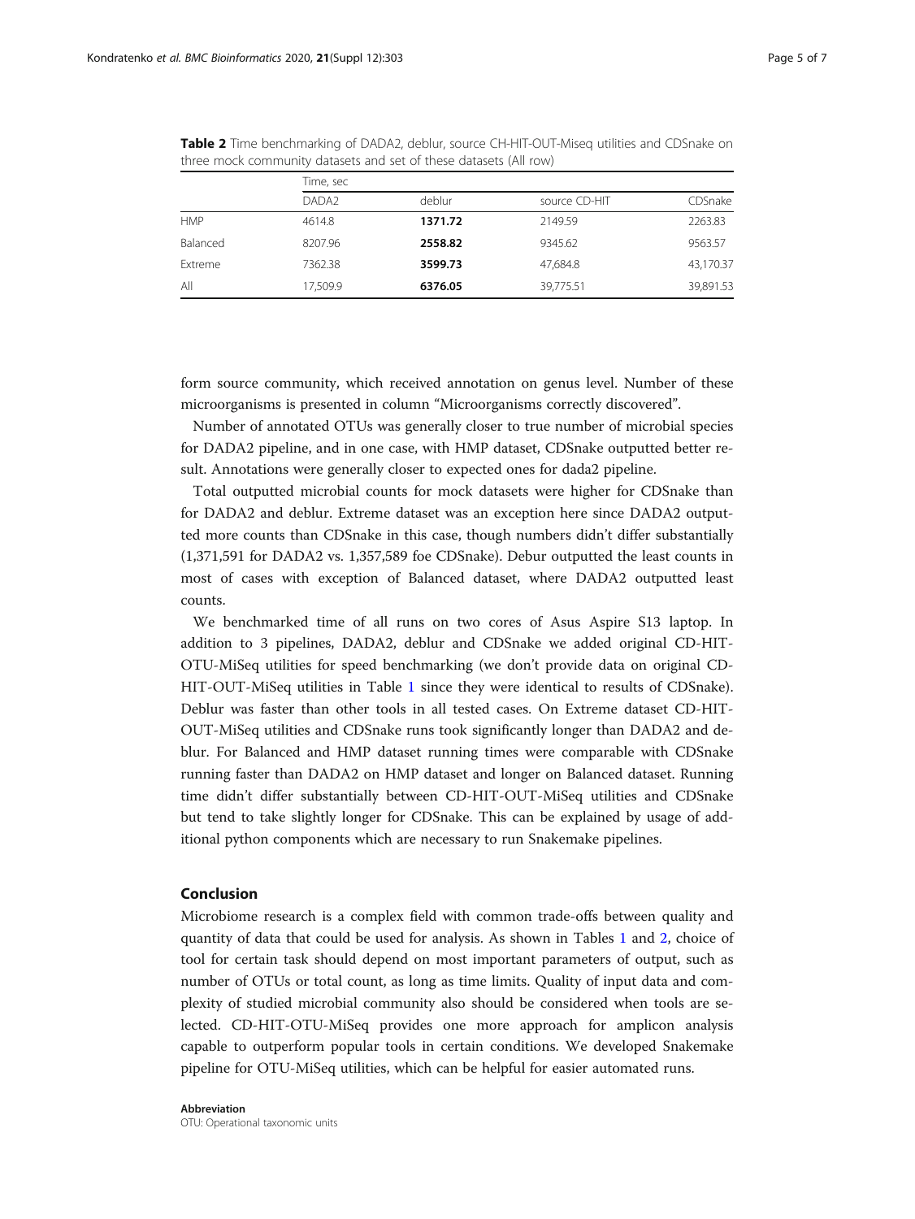**Table 2** Time benchmarking of DADA2, deblur, source CH-HIT-OUT-Miseq utilities and CDSnake on three mock community datasets and set of these datasets (All row)

| | Time, sec | | | |
|---|---|---|---|---|
| | DADA2 | deblur | source CD-HIT | CDSnake |
| HMP | 4614.8 | **1371.72** | 2149.59 | 2263.83 |
| Balanced | 8207.96 | **2558.82** | 9345.62 | 9563.57 |
| Extreme | 7362.38 | **3599.73** | 47,684.8 | 43,170.37 |
| All | 17,509.9 | **6376.05** | 39,775.51 | 39,891.53 |

form source community, which received annotation on genus level. Number of these microorganisms is presented in column "Microorganisms correctly discovered".

Number of annotated OTUs was generally closer to true number of microbial species for DADA2 pipeline, and in one case, with HMP dataset, CDSnake outputted better result. Annotations were generally closer to expected ones for dada2 pipeline.

Total outputted microbial counts for mock datasets were higher for CDSnake than for DADA2 and deblur. Extreme dataset was an exception here since DADA2 outputted more counts than CDSnake in this case, though numbers didn't differ substantially (1,371,591 for DADA2 vs. 1,357,589 foe CDSnake). Debur outputted the least counts in most of cases with exception of Balanced dataset, where DADA2 outputted least counts.

We benchmarked time of all runs on two cores of Asus Aspire S13 laptop. In addition to 3 pipelines, DADA2, deblur and CDSnake we added original CD-HIT-OTU-MiSeq utilities for speed benchmarking (we don't provide data on original CD-HIT-OUT-MiSeq utilities in Table 1 since they were identical to results of CDSnake). Deblur was faster than other tools in all tested cases. On Extreme dataset CD-HIT-OUT-MiSeq utilities and CDSnake runs took significantly longer than DADA2 and deblur. For Balanced and HMP dataset running times were comparable with CDSnake running faster than DADA2 on HMP dataset and longer on Balanced dataset. Running time didn't differ substantially between CD-HIT-OUT-MiSeq utilities and CDSnake but tend to take slightly longer for CDSnake. This can be explained by usage of additional python components which are necessary to run Snakemake pipelines.

## Conclusion

Microbiome research is a complex field with common trade-offs between quality and quantity of data that could be used for analysis. As shown in Tables 1 and 2, choice of tool for certain task should depend on most important parameters of output, such as number of OTUs or total count, as long as time limits. Quality of input data and complexity of studied microbial community also should be considered when tools are selected. CD-HIT-OTU-MiSeq provides one more approach for amplicon analysis capable to outperform popular tools in certain conditions. We developed Snakemake pipeline for OTU-MiSeq utilities, which can be helpful for easier automated runs.

**Abbreviation**

OTU: Operational taxonomic units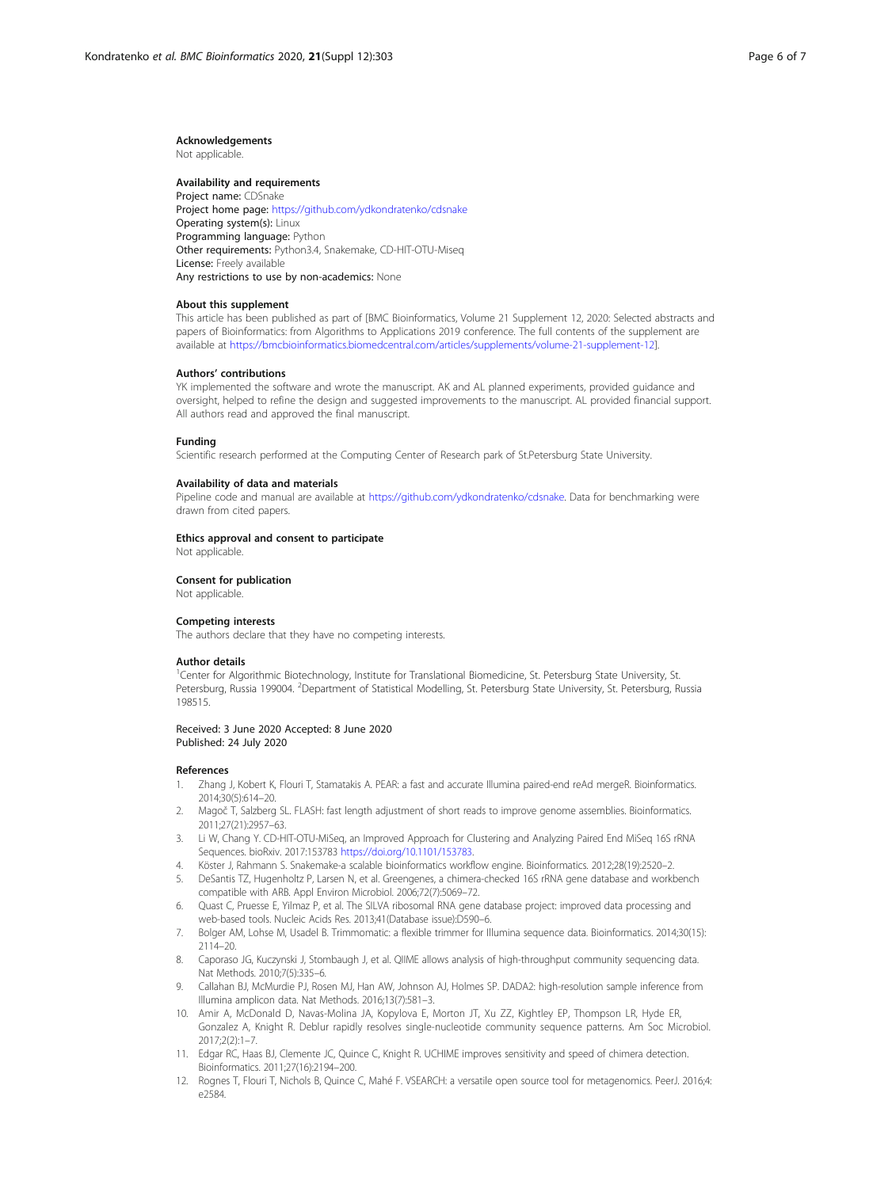### Acknowledgements

Not applicable.

### Availability and requirements

**Project name:** CDSnake
**Project home page:** https://github.com/ydkondratenko/cdsnake
**Operating system(s):** Linux
**Programming language:** Python
**Other requirements:** Python3.4, Snakemake, CD-HIT-OTU-Miseq
**License:** Freely available
**Any restrictions to use by non-academics:** None

### About this supplement

This article has been published as part of [BMC Bioinformatics, Volume 21 Supplement 12, 2020: Selected abstracts and papers of Bioinformatics: from Algorithms to Applications 2019 conference. The full contents of the supplement are available at https://bmcbioinformatics.biomedcentral.com/articles/supplements/volume-21-supplement-12].

### Authors' contributions

YK implemented the software and wrote the manuscript. AK and AL planned experiments, provided guidance and oversight, helped to refine the design and suggested improvements to the manuscript. AL provided financial support. All authors read and approved the final manuscript.

### Funding

Scientific research performed at the Computing Center of Research park of St.Petersburg State University.

### Availability of data and materials

Pipeline code and manual are available at https://github.com/ydkondratenko/cdsnake. Data for benchmarking were drawn from cited papers.

### Ethics approval and consent to participate

Not applicable.

### Consent for publication

Not applicable.

### Competing interests

The authors declare that they have no competing interests.

### Author details

[1]Center for Algorithmic Biotechnology, Institute for Translational Biomedicine, St. Petersburg State University, St. Petersburg, Russia 199004. [2]Department of Statistical Modelling, St. Petersburg State University, St. Petersburg, Russia 198515.

Received: 3 June 2020 Accepted: 8 June 2020
Published: 24 July 2020

### References

1. Zhang J, Kobert K, Flouri T, Stamatakis A. PEAR: a fast and accurate Illumina paired-end reAd mergeR. Bioinformatics. 2014;30(5):614–20.
2. Magoč T, Salzberg SL. FLASH: fast length adjustment of short reads to improve genome assemblies. Bioinformatics. 2011;27(21):2957–63.
3. Li W, Chang Y. CD-HIT-OTU-MiSeq, an Improved Approach for Clustering and Analyzing Paired End MiSeq 16S rRNA Sequences. bioRxiv. 2017:153783 https://doi.org/10.1101/153783.
4. Köster J, Rahmann S. Snakemake-a scalable bioinformatics workflow engine. Bioinformatics. 2012;28(19):2520–2.
5. DeSantis TZ, Hugenholtz P, Larsen N, et al. Greengenes, a chimera-checked 16S rRNA gene database and workbench compatible with ARB. Appl Environ Microbiol. 2006;72(7):5069–72.
6. Quast C, Pruesse E, Yilmaz P, et al. The SILVA ribosomal RNA gene database project: improved data processing and web-based tools. Nucleic Acids Res. 2013;41(Database issue):D590–6.
7. Bolger AM, Lohse M, Usadel B. Trimmomatic: a flexible trimmer for Illumina sequence data. Bioinformatics. 2014;30(15): 2114–20.
8. Caporaso JG, Kuczynski J, Stombaugh J, et al. QIIME allows analysis of high-throughput community sequencing data. Nat Methods. 2010;7(5):335–6.
9. Callahan BJ, McMurdie PJ, Rosen MJ, Han AW, Johnson AJ, Holmes SP. DADA2: high-resolution sample inference from Illumina amplicon data. Nat Methods. 2016;13(7):581–3.
10. Amir A, McDonald D, Navas-Molina JA, Kopylova E, Morton JT, Xu ZZ, Kightley EP, Thompson LR, Hyde ER, Gonzalez A, Knight R. Deblur rapidly resolves single-nucleotide community sequence patterns. Am Soc Microbiol. 2017;2(2):1–7.
11. Edgar RC, Haas BJ, Clemente JC, Quince C, Knight R. UCHIME improves sensitivity and speed of chimera detection. Bioinformatics. 2011;27(16):2194–200.
12. Rognes T, Flouri T, Nichols B, Quince C, Mahé F. VSEARCH: a versatile open source tool for metagenomics. PeerJ. 2016;4: e2584.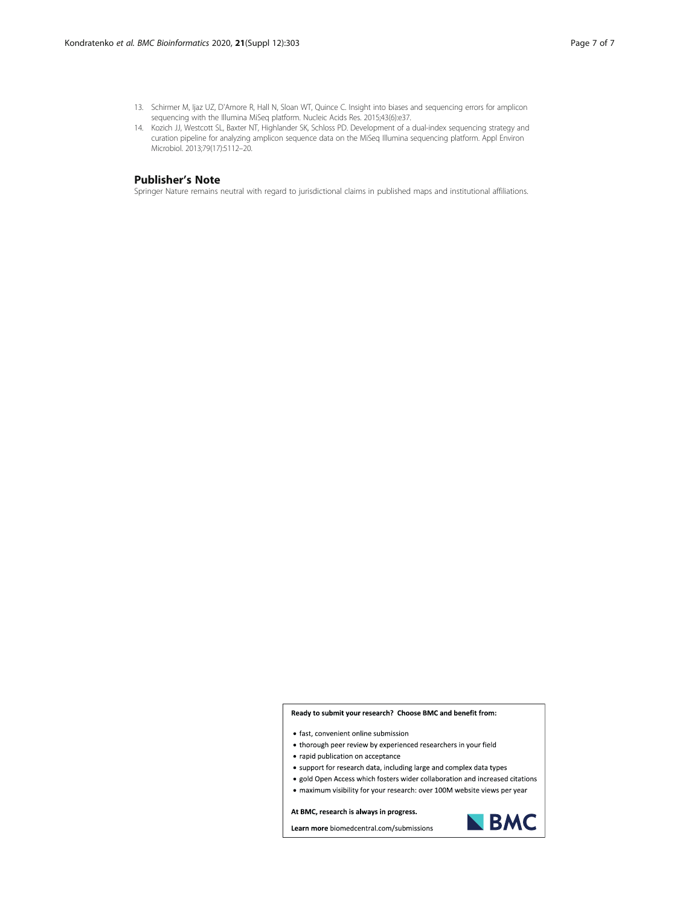13. Schirmer M, Ijaz UZ, D'Amore R, Hall N, Sloan WT, Quince C. Insight into biases and sequencing errors for amplicon sequencing with the Illumina MiSeq platform. Nucleic Acids Res. 2015;43(6):e37.
14. Kozich JJ, Westcott SL, Baxter NT, Highlander SK, Schloss PD. Development of a dual-index sequencing strategy and curation pipeline for analyzing amplicon sequence data on the MiSeq Illumina sequencing platform. Appl Environ Microbiol. 2013;79(17):5112–20.

## Publisher's Note

Springer Nature remains neutral with regard to jurisdictional claims in published maps and institutional affiliations.

**Ready to submit your research? Choose BMC and benefit from:**

- fast, convenient online submission
- thorough peer review by experienced researchers in your field
- rapid publication on acceptance
- support for research data, including large and complex data types
- gold Open Access which fosters wider collaboration and increased citations
- maximum visibility for your research: over 100M website views per year

**At BMC, research is always in progress.**

**Learn more** biomedcentral.com/submissions

BMC